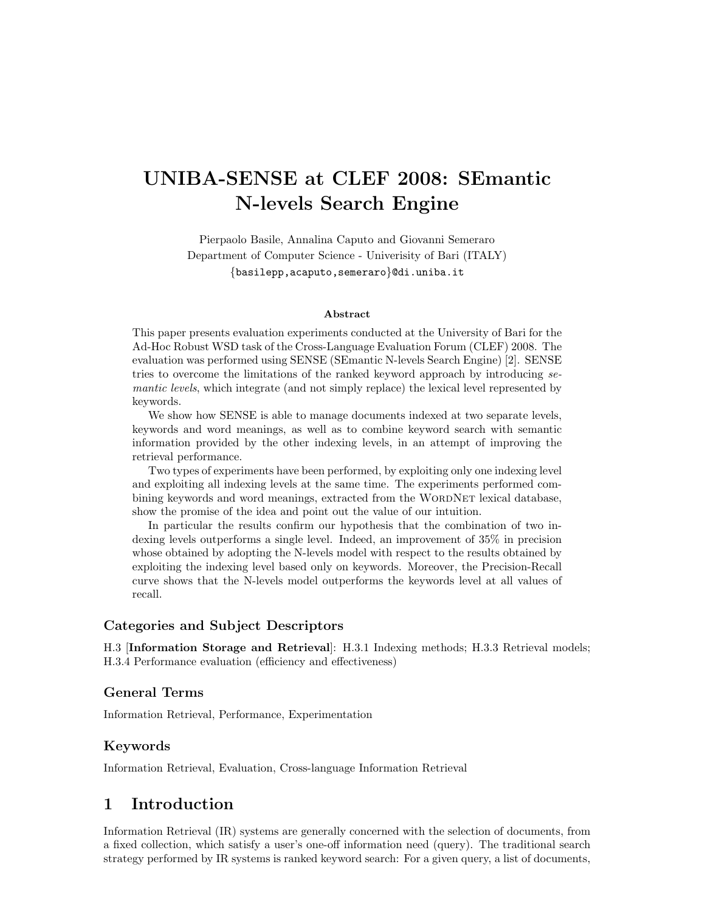# UNIBA-SENSE at CLEF 2008: SEmantic N-levels Search Engine

Pierpaolo Basile, Annalina Caputo and Giovanni Semeraro
Department of Computer Science - Univerisity of Bari (ITALY)
{basilepp,acaputo,semeraro}@di.uniba.it

### Abstract

This paper presents evaluation experiments conducted at the University of Bari for the Ad-Hoc Robust WSD task of the Cross-Language Evaluation Forum (CLEF) 2008. The evaluation was performed using SENSE (SEmantic N-levels Search Engine) [2]. SENSE tries to overcome the limitations of the ranked keyword approach by introducing *semantic levels*, which integrate (and not simply replace) the lexical level represented by keywords.

We show how SENSE is able to manage documents indexed at two separate levels, keywords and word meanings, as well as to combine keyword search with semantic information provided by the other indexing levels, in an attempt of improving the retrieval performance.

Two types of experiments have been performed, by exploiting only one indexing level and exploiting all indexing levels at the same time. The experiments performed combining keywords and word meanings, extracted from the WordNet lexical database, show the promise of the idea and point out the value of our intuition.

In particular the results confirm our hypothesis that the combination of two indexing levels outperforms a single level. Indeed, an improvement of 35% in precision whose obtained by adopting the N-levels model with respect to the results obtained by exploiting the indexing level based only on keywords. Moreover, the Precision-Recall curve shows that the N-levels model outperforms the keywords level at all values of recall.

### Categories and Subject Descriptors

H.3 [**Information Storage and Retrieval**]: H.3.1 Indexing methods; H.3.3 Retrieval models; H.3.4 Performance evaluation (efficiency and effectiveness)

### General Terms

Information Retrieval, Performance, Experimentation

### Keywords

Information Retrieval, Evaluation, Cross-language Information Retrieval

## 1 Introduction

Information Retrieval (IR) systems are generally concerned with the selection of documents, from a fixed collection, which satisfy a user's one-off information need (query). The traditional search strategy performed by IR systems is ranked keyword search: For a given query, a list of documents,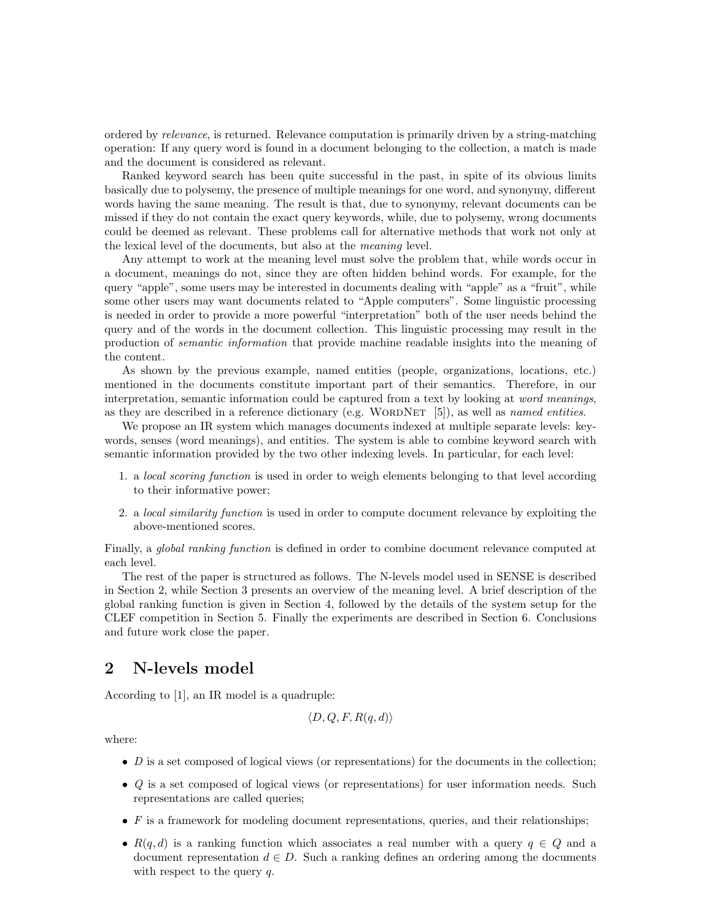ordered by *relevance*, is returned. Relevance computation is primarily driven by a string-matching operation: If any query word is found in a document belonging to the collection, a match is made and the document is considered as relevant.

Ranked keyword search has been quite successful in the past, in spite of its obvious limits basically due to polysemy, the presence of multiple meanings for one word, and synonymy, different words having the same meaning. The result is that, due to synonymy, relevant documents can be missed if they do not contain the exact query keywords, while, due to polysemy, wrong documents could be deemed as relevant. These problems call for alternative methods that work not only at the lexical level of the documents, but also at the *meaning* level.

Any attempt to work at the meaning level must solve the problem that, while words occur in a document, meanings do not, since they are often hidden behind words. For example, for the query "apple", some users may be interested in documents dealing with "apple" as a "fruit", while some other users may want documents related to "Apple computers". Some linguistic processing is needed in order to provide a more powerful "interpretation" both of the user needs behind the query and of the words in the document collection. This linguistic processing may result in the production of *semantic information* that provide machine readable insights into the meaning of the content.

As shown by the previous example, named entities (people, organizations, locations, etc.) mentioned in the documents constitute important part of their semantics. Therefore, in our interpretation, semantic information could be captured from a text by looking at *word meanings*, as they are described in a reference dictionary (e.g. WordNet [5]), as well as *named entities*.

We propose an IR system which manages documents indexed at multiple separate levels: keywords, senses (word meanings), and entities. The system is able to combine keyword search with semantic information provided by the two other indexing levels. In particular, for each level:

1. a *local scoring function* is used in order to weigh elements belonging to that level according to their informative power;
2. a *local similarity function* is used in order to compute document relevance by exploiting the above-mentioned scores.

Finally, a *global ranking function* is defined in order to combine document relevance computed at each level.

The rest of the paper is structured as follows. The N-levels model used in SENSE is described in Section 2, while Section 3 presents an overview of the meaning level. A brief description of the global ranking function is given in Section 4, followed by the details of the system setup for the CLEF competition in Section 5. Finally the experiments are described in Section 6. Conclusions and future work close the paper.

## 2 N-levels model

According to [1], an IR model is a quadruple:

$$\langle D, Q, F, R(q, d) \rangle$$

where:

- $D$ is a set composed of logical views (or representations) for the documents in the collection;
- $Q$ is a set composed of logical views (or representations) for user information needs. Such representations are called queries;
- $F$ is a framework for modeling document representations, queries, and their relationships;
- $R(q, d)$ is a ranking function which associates a real number with a query $q \in Q$ and a document representation $d \in D$. Such a ranking defines an ordering among the documents with respect to the query $q$.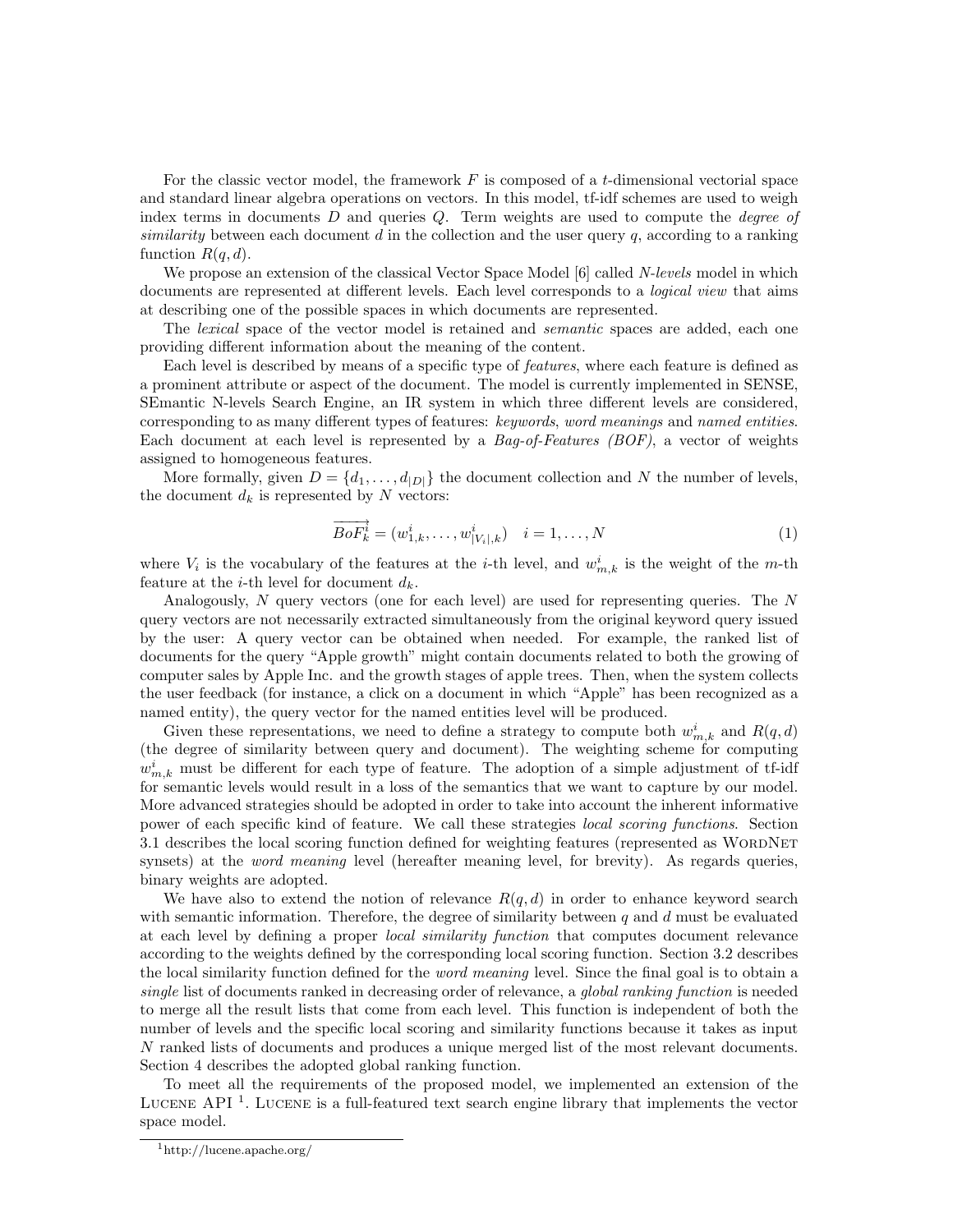For the classic vector model, the framework $F$ is composed of a $t$-dimensional vectorial space and standard linear algebra operations on vectors. In this model, tf-idf schemes are used to weigh index terms in documents $D$ and queries $Q$. Term weights are used to compute the *degree of similarity* between each document $d$ in the collection and the user query $q$, according to a ranking function $R(q, d)$.

We propose an extension of the classical Vector Space Model [6] called *N-levels* model in which documents are represented at different levels. Each level corresponds to a *logical view* that aims at describing one of the possible spaces in which documents are represented.

The *lexical* space of the vector model is retained and *semantic* spaces are added, each one providing different information about the meaning of the content.

Each level is described by means of a specific type of *features*, where each feature is defined as a prominent attribute or aspect of the document. The model is currently implemented in SENSE, SEmantic N-levels Search Engine, an IR system in which three different levels are considered, corresponding to as many different types of features: *keywords*, *word meanings* and *named entities*. Each document at each level is represented by a *Bag-of-Features (BOF)*, a vector of weights assigned to homogeneous features.

More formally, given $D = \{d_1, \dots, d_{|D|}\}$ the document collection and $N$ the number of levels, the document $d_k$ is represented by $N$ vectors:

$$\overrightarrow{BoF_k^i} = (w_{1,k}^i, \dots, w_{|V_i|,k}^i) \quad i = 1, \dots, N \tag{1}$$

where $V_i$ is the vocabulary of the features at the $i$-th level, and $w_{m,k}^i$ is the weight of the $m$-th feature at the $i$-th level for document $d_k$.

Analogously, $N$ query vectors (one for each level) are used for representing queries. The $N$ query vectors are not necessarily extracted simultaneously from the original keyword query issued by the user: A query vector can be obtained when needed. For example, the ranked list of documents for the query "Apple growth" might contain documents related to both the growing of computer sales by Apple Inc. and the growth stages of apple trees. Then, when the system collects the user feedback (for instance, a click on a document in which "Apple" has been recognized as a named entity), the query vector for the named entities level will be produced.

Given these representations, we need to define a strategy to compute both $w_{m,k}^i$ and $R(q, d)$ (the degree of similarity between query and document). The weighting scheme for computing $w_{m,k}^i$ must be different for each type of feature. The adoption of a simple adjustment of tf-idf for semantic levels would result in a loss of the semantics that we want to capture by our model. More advanced strategies should be adopted in order to take into account the inherent informative power of each specific kind of feature. We call these strategies *local scoring functions*. Section 3.1 describes the local scoring function defined for weighting features (represented as WordNet synsets) at the *word meaning* level (hereafter meaning level, for brevity). As regards queries, binary weights are adopted.

We have also to extend the notion of relevance $R(q, d)$ in order to enhance keyword search with semantic information. Therefore, the degree of similarity between $q$ and $d$ must be evaluated at each level by defining a proper *local similarity function* that computes document relevance according to the weights defined by the corresponding local scoring function. Section 3.2 describes the local similarity function defined for the *word meaning* level. Since the final goal is to obtain a *single* list of documents ranked in decreasing order of relevance, a *global ranking function* is needed to merge all the result lists that come from each level. This function is independent of both the number of levels and the specific local scoring and similarity functions because it takes as input $N$ ranked lists of documents and produces a unique merged list of the most relevant documents. Section 4 describes the adopted global ranking function.

To meet all the requirements of the proposed model, we implemented an extension of the Lucene API [1]. Lucene is a full-featured text search engine library that implements the vector space model.

[1] http://lucene.apache.org/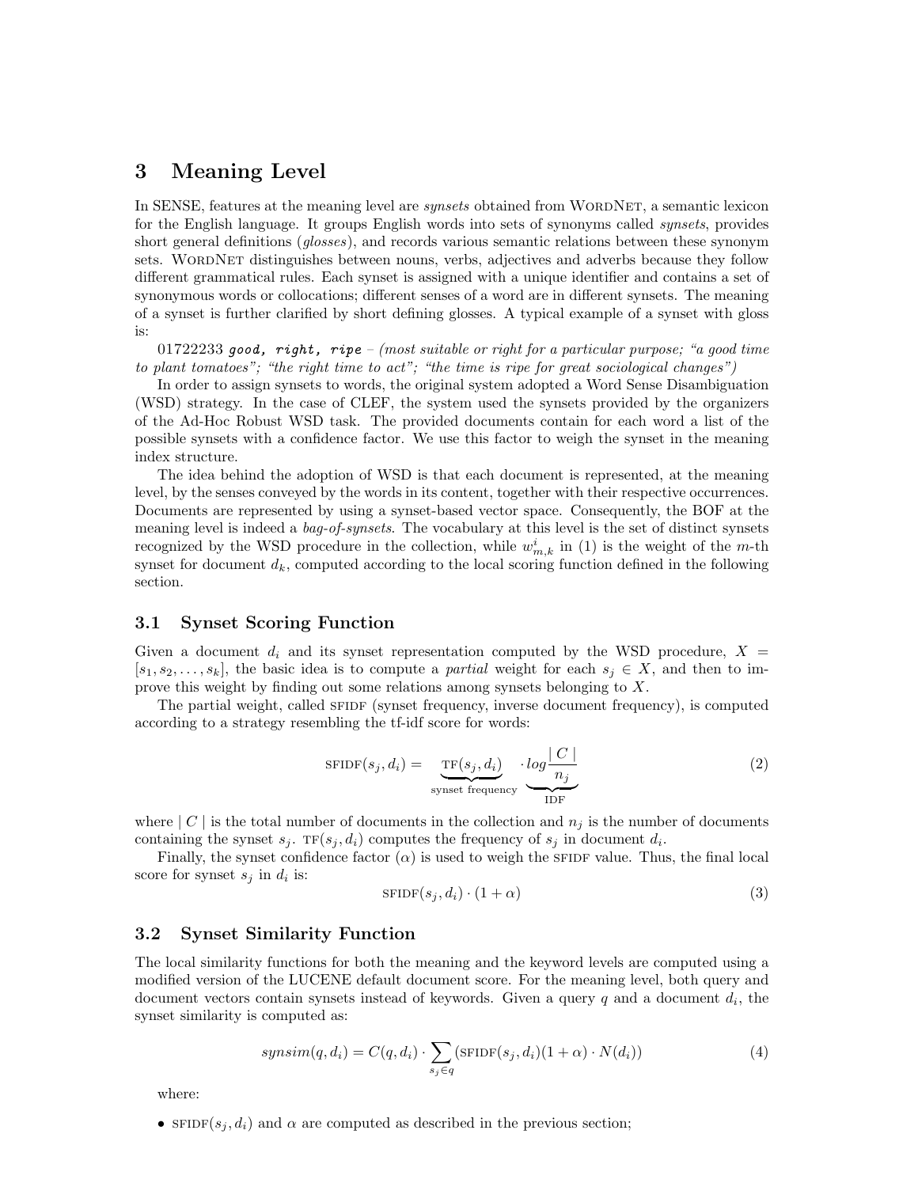## 3 Meaning Level

In SENSE, features at the meaning level are *synsets* obtained from WordNet, a semantic lexicon for the English language. It groups English words into sets of synonyms called *synsets*, provides short general definitions (*glosses*), and records various semantic relations between these synonym sets. WordNet distinguishes between nouns, verbs, adjectives and adverbs because they follow different grammatical rules. Each synset is assigned with a unique identifier and contains a set of synonymous words or collocations; different senses of a word are in different synsets. The meaning of a synset is further clarified by short defining glosses. A typical example of a synset with gloss is:

01722233 ***good, right, ripe*** – *(most suitable or right for a particular purpose; "a good time to plant tomatoes"; "the right time to act"; "the time is ripe for great sociological changes")*

In order to assign synsets to words, the original system adopted a Word Sense Disambiguation (WSD) strategy. In the case of CLEF, the system used the synsets provided by the organizers of the Ad-Hoc Robust WSD task. The provided documents contain for each word a list of the possible synsets with a confidence factor. We use this factor to weigh the synset in the meaning index structure.

The idea behind the adoption of WSD is that each document is represented, at the meaning level, by the senses conveyed by the words in its content, together with their respective occurrences. Documents are represented by using a synset-based vector space. Consequently, the BOF at the meaning level is indeed a *bag-of-synsets*. The vocabulary at this level is the set of distinct synsets recognized by the WSD procedure in the collection, while $w^i_{m,k}$ in (1) is the weight of the $m$-th synset for document $d_k$, computed according to the local scoring function defined in the following section.

### 3.1 Synset Scoring Function

Given a document $d_i$ and its synset representation computed by the WSD procedure, $X = [s_1, s_2, \ldots, s_k]$, the basic idea is to compute a *partial* weight for each $s_j \in X$, and then to improve this weight by finding out some relations among synsets belonging to $X$.

The partial weight, called SFIDF (synset frequency, inverse document frequency), is computed according to a strategy resembling the tf-idf score for words:

$$\text{SFIDF}(s_j, d_i) = \underbrace{\text{TF}(s_j, d_i)}_{\text{synset frequency}} \cdot \underbrace{log\frac{|\, C \,|}{n_j}}_{\text{IDF}} \tag{2}$$

where $|\, C \,|$ is the total number of documents in the collection and $n_j$ is the number of documents containing the synset $s_j$. $\text{TF}(s_j, d_i)$ computes the frequency of $s_j$ in document $d_i$.

Finally, the synset confidence factor ($\alpha$) is used to weigh the SFIDF value. Thus, the final local score for synset $s_j$ in $d_i$ is:

$$\text{SFIDF}(s_j, d_i) \cdot (1 + \alpha) \tag{3}$$

### 3.2 Synset Similarity Function

The local similarity functions for both the meaning and the keyword levels are computed using a modified version of the LUCENE default document score. For the meaning level, both query and document vectors contain synsets instead of keywords. Given a query $q$ and a document $d_i$, the synset similarity is computed as:

$$synsim(q, d_i) = C(q, d_i) \cdot \sum_{s_j \in q} (\text{SFIDF}(s_j, d_i)(1 + \alpha) \cdot N(d_i)) \tag{4}$$

where:

- $\text{SFIDF}(s_j, d_i)$ and $\alpha$ are computed as described in the previous section;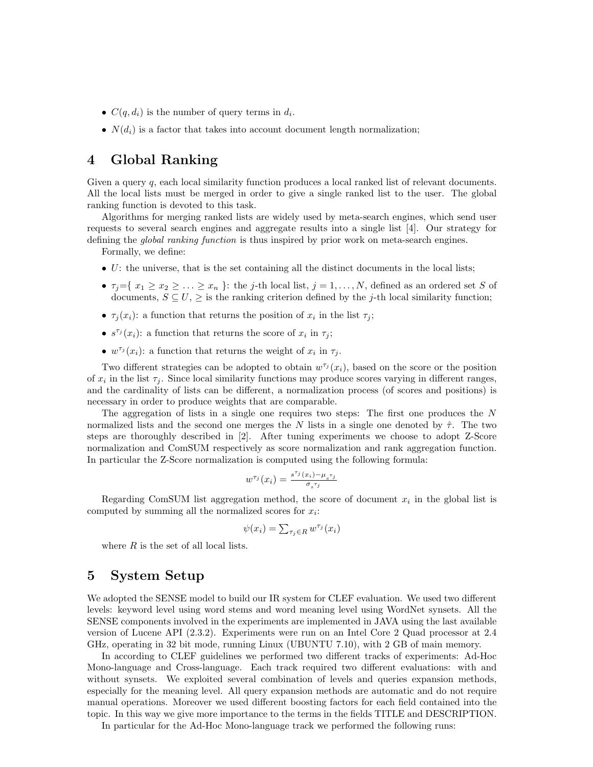- $C(q, d_i)$ is the number of query terms in $d_i$.
- $N(d_i)$ is a factor that takes into account document length normalization;

# 4 Global Ranking

Given a query $q$, each local similarity function produces a local ranked list of relevant documents. All the local lists must be merged in order to give a single ranked list to the user. The global ranking function is devoted to this task.

Algorithms for merging ranked lists are widely used by meta-search engines, which send user requests to several search engines and aggregate results into a single list [4]. Our strategy for defining the *global ranking function* is thus inspired by prior work on meta-search engines.

Formally, we define:

- $U$: the universe, that is the set containing all the distinct documents in the local lists;
- $\tau_j$={ $x_1 \geq x_2 \geq \ldots \geq x_n$ }: the $j$-th local list, $j = 1, \ldots, N$, defined as an ordered set $S$ of documents, $S \subseteq U$, $\geq$ is the ranking criterion defined by the $j$-th local similarity function;
- $\tau_j(x_i)$: a function that returns the position of $x_i$ in the list $\tau_j$;
- $s^{\tau_j}(x_i)$: a function that returns the score of $x_i$ in $\tau_j$;
- $w^{\tau_j}(x_i)$: a function that returns the weight of $x_i$ in $\tau_j$.

Two different strategies can be adopted to obtain $w^{\tau_j}(x_i)$, based on the score or the position of $x_i$ in the list $\tau_j$. Since local similarity functions may produce scores varying in different ranges, and the cardinality of lists can be different, a normalization process (of scores and positions) is necessary in order to produce weights that are comparable.

The aggregation of lists in a single one requires two steps: The first one produces the $N$ normalized lists and the second one merges the $N$ lists in a single one denoted by $\hat{\tau}$. The two steps are thoroughly described in [2]. After tuning experiments we choose to adopt Z-Score normalization and ComSUM respectively as score normalization and rank aggregation function. In particular the Z-Score normalization is computed using the following formula:

$$w^{\tau_j}(x_i) = \frac{s^{\tau_j}(x_i) - \mu_{s^{\tau_j}}}{\sigma_{s^{\tau_j}}}$$

Regarding ComSUM list aggregation method, the score of document $x_i$ in the global list is computed by summing all the normalized scores for $x_i$:

$$\psi(x_i) = \sum_{\tau_j \in R} w^{\tau_j}(x_i)$$

where $R$ is the set of all local lists.

# 5 System Setup

We adopted the SENSE model to build our IR system for CLEF evaluation. We used two different levels: keyword level using word stems and word meaning level using WordNet synsets. All the SENSE components involved in the experiments are implemented in JAVA using the last available version of Lucene API (2.3.2). Experiments were run on an Intel Core 2 Quad processor at 2.4 GHz, operating in 32 bit mode, running Linux (UBUNTU 7.10), with 2 GB of main memory.

In according to CLEF guidelines we performed two different tracks of experiments: Ad-Hoc Mono-language and Cross-language. Each track required two different evaluations: with and without synsets. We exploited several combination of levels and queries expansion methods, especially for the meaning level. All query expansion methods are automatic and do not require manual operations. Moreover we used different boosting factors for each field contained into the topic. In this way we give more importance to the terms in the fields TITLE and DESCRIPTION.

In particular for the Ad-Hoc Mono-language track we performed the following runs: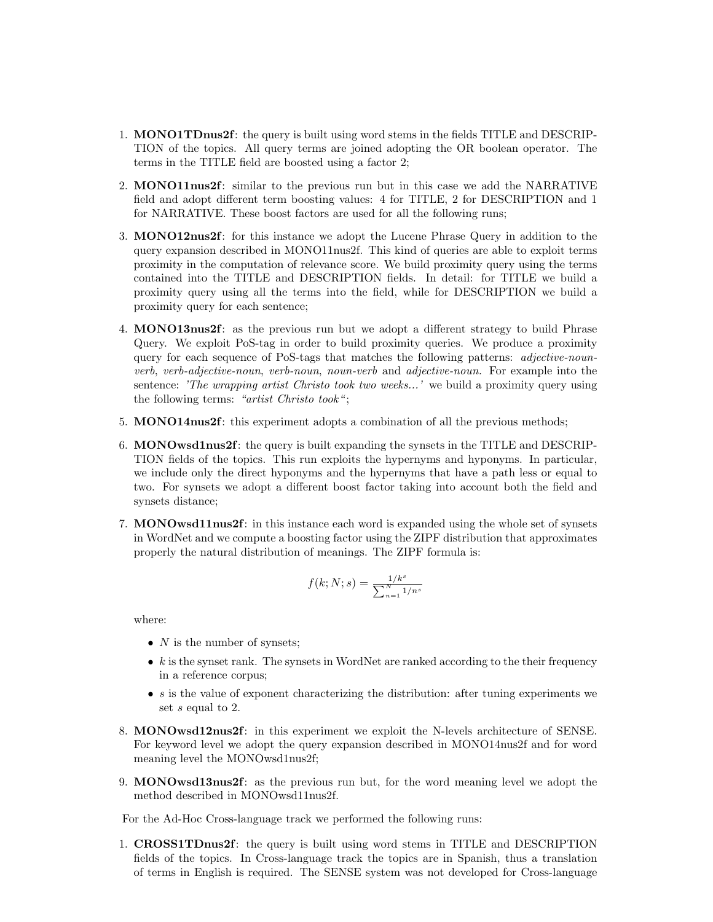1. **MONO1TDnus2f**: the query is built using word stems in the fields TITLE and DESCRIPTION of the topics. All query terms are joined adopting the OR boolean operator. The terms in the TITLE field are boosted using a factor 2;

2. **MONO11nus2f**: similar to the previous run but in this case we add the NARRATIVE field and adopt different term boosting values: 4 for TITLE, 2 for DESCRIPTION and 1 for NARRATIVE. These boost factors are used for all the following runs;

3. **MONO12nus2f**: for this instance we adopt the Lucene Phrase Query in addition to the query expansion described in MONO11nus2f. This kind of queries are able to exploit terms proximity in the computation of relevance score. We build proximity query using the terms contained into the TITLE and DESCRIPTION fields. In detail: for TITLE we build a proximity query using all the terms into the field, while for DESCRIPTION we build a proximity query for each sentence;

4. **MONO13nus2f**: as the previous run but we adopt a different strategy to build Phrase Query. We exploit PoS-tag in order to build proximity queries. We produce a proximity query for each sequence of PoS-tags that matches the following patterns: *adjective-noun-verb*, *verb-adjective-noun*, *verb-noun*, *noun-verb* and *adjective-noun.* For example into the sentence: *'The wrapping artist Christo took two weeks...'* we build a proximity query using the following terms: *"artist Christo took"*;

5. **MONO14nus2f**: this experiment adopts a combination of all the previous methods;

6. **MONOwsd1nus2f**: the query is built expanding the synsets in the TITLE and DESCRIPTION fields of the topics. This run exploits the hypernyms and hyponyms. In particular, we include only the direct hyponyms and the hypernyms that have a path less or equal to two. For synsets we adopt a different boost factor taking into account both the field and synsets distance;

7. **MONOwsd11nus2f**: in this instance each word is expanded using the whole set of synsets in WordNet and we compute a boosting factor using the ZIPF distribution that approximates properly the natural distribution of meanings. The ZIPF formula is:

$$f(k; N; s) = \frac{1/k^s}{\sum_{n=1}^{N} 1/n^s}$$

   where:

   - $N$ is the number of synsets;
   - $k$ is the synset rank. The synsets in WordNet are ranked according to the their frequency in a reference corpus;
   - $s$ is the value of exponent characterizing the distribution: after tuning experiments we set $s$ equal to 2.

8. **MONOwsd12nus2f**: in this experiment we exploit the N-levels architecture of SENSE. For keyword level we adopt the query expansion described in MONO14nus2f and for word meaning level the MONOwsd1nus2f;

9. **MONOwsd13nus2f**: as the previous run but, for the word meaning level we adopt the method described in MONOwsd11nus2f.

For the Ad-Hoc Cross-language track we performed the following runs:

1. **CROSS1TDnus2f**: the query is built using word stems in TITLE and DESCRIPTION fields of the topics. In Cross-language track the topics are in Spanish, thus a translation of terms in English is required. The SENSE system was not developed for Cross-language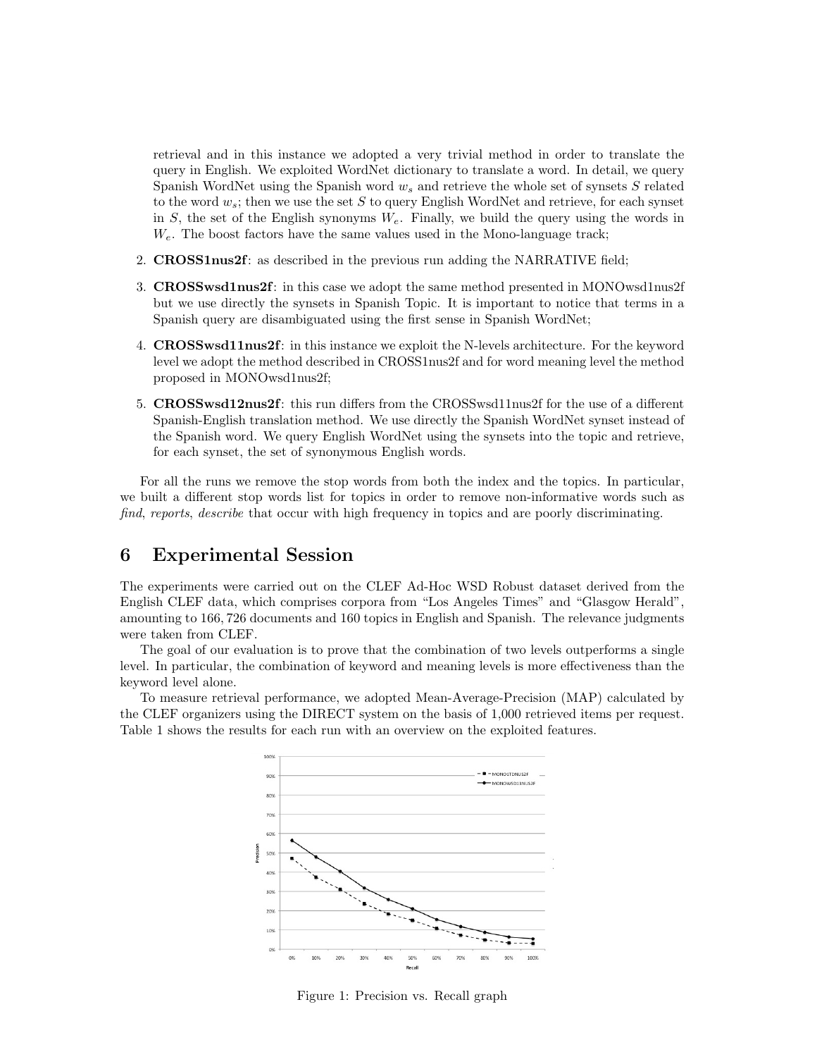retrieval and in this instance we adopted a very trivial method in order to translate the query in English. We exploited WordNet dictionary to translate a word. In detail, we query Spanish WordNet using the Spanish word $w_s$ and retrieve the whole set of synsets $S$ related to the word $w_s$; then we use the set $S$ to query English WordNet and retrieve, for each synset in $S$, the set of the English synonyms $W_e$. Finally, we build the query using the words in $W_e$. The boost factors have the same values used in the Mono-language track;

2. **CROSS1nus2f**: as described in the previous run adding the NARRATIVE field;
3. **CROSSwsd1nus2f**: in this case we adopt the same method presented in MONOwsd1nus2f but we use directly the synsets in Spanish Topic. It is important to notice that terms in a Spanish query are disambiguated using the first sense in Spanish WordNet;
4. **CROSSwsd11nus2f**: in this instance we exploit the N-levels architecture. For the keyword level we adopt the method described in CROSS1nus2f and for word meaning level the method proposed in MONOwsd1nus2f;
5. **CROSSwsd12nus2f**: this run differs from the CROSSwsd11nus2f for the use of a different Spanish-English translation method. We use directly the Spanish WordNet synset instead of the Spanish word. We query English WordNet using the synsets into the topic and retrieve, for each synset, the set of synonymous English words.

For all the runs we remove the stop words from both the index and the topics. In particular, we built a different stop words list for topics in order to remove non-informative words such as *find*, *reports*, *describe* that occur with high frequency in topics and are poorly discriminating.

# 6 Experimental Session

The experiments were carried out on the CLEF Ad-Hoc WSD Robust dataset derived from the English CLEF data, which comprises corpora from "Los Angeles Times" and "Glasgow Herald", amounting to 166,726 documents and 160 topics in English and Spanish. The relevance judgments were taken from CLEF.

The goal of our evaluation is to prove that the combination of two levels outperforms a single level. In particular, the combination of keyword and meaning levels is more effectiveness than the keyword level alone.

To measure retrieval performance, we adopted Mean-Average-Precision (MAP) calculated by the CLEF organizers using the DIRECT system on the basis of 1,000 retrieved items per request. Table 1 shows the results for each run with an overview on the exploited features.

100%
90%
80%
70%
60%
50%
40%
30%
20%
10%
0%
Precision
0% 10% 20% 30% 40% 50% 60% 70% 80% 90% 100%
Recall
MONO1TDNUS2F
MONOWSD13NUS2F

Figure 1: Precision vs. Recall graph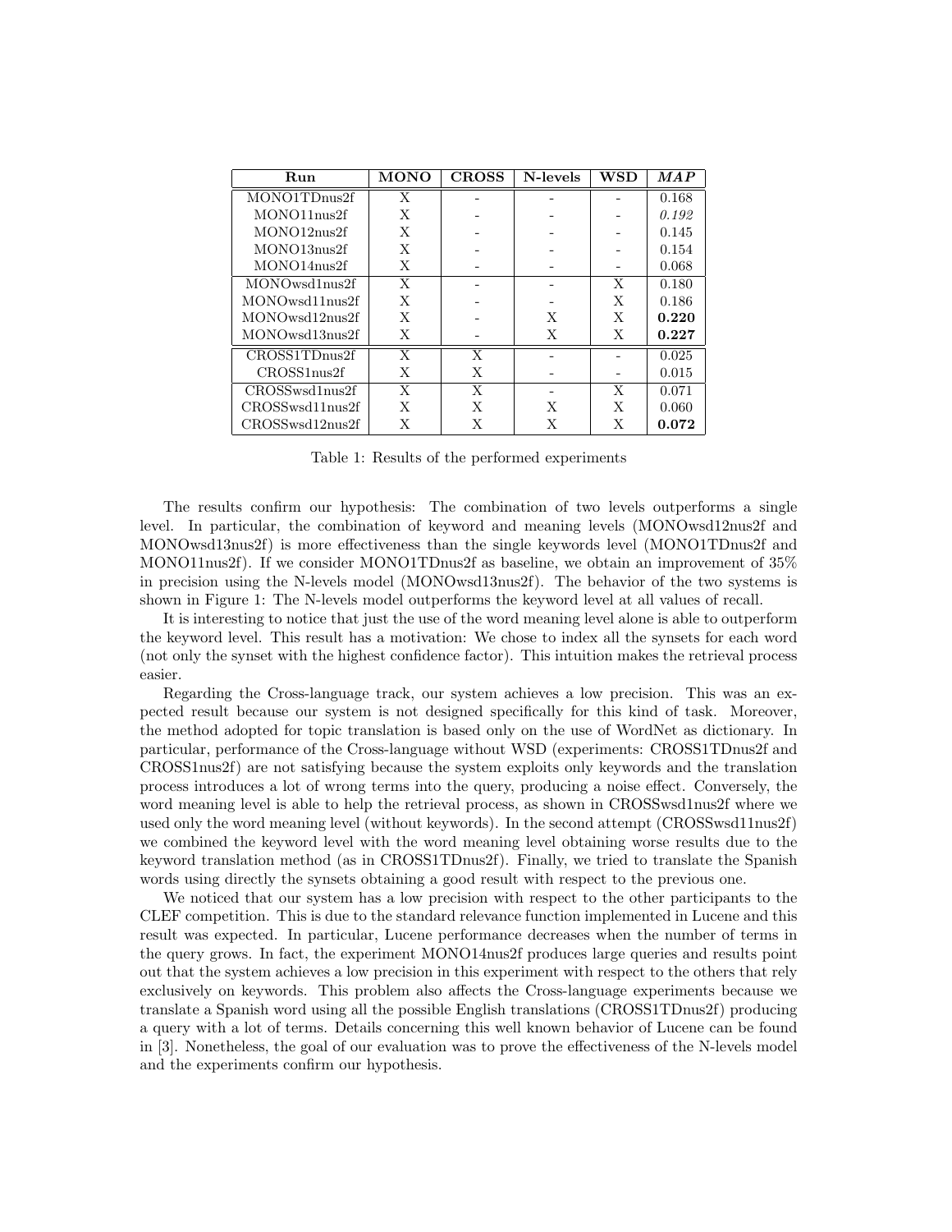| **Run** | **MONO** | **CROSS** | **N-levels** | **WSD** | ***MAP*** |
|---|---|---|---|---|---|
| MONO1TDnus2f | X | - | - | - | 0.168 |
| MONO11nus2f | X | - | - | - | *0.192* |
| MONO12nus2f | X | - | - | - | 0.145 |
| MONO13nus2f | X | - | - | - | 0.154 |
| MONO14nus2f | X | - | - | - | 0.068 |
| MONOwsd1nus2f | X | - | - | X | 0.180 |
| MONOwsd11nus2f | X | - | - | X | 0.186 |
| MONOwsd12nus2f | X | - | X | X | **0.220** |
| MONOwsd13nus2f | X | - | X | X | **0.227** |
| CROSS1TDnus2f | X | X | - | - | 0.025 |
| CROSS1nus2f | X | X | - | - | 0.015 |
| CROSSwsd1nus2f | X | X | - | X | 0.071 |
| CROSSwsd11nus2f | X | X | X | X | 0.060 |
| CROSSwsd12nus2f | X | X | X | X | **0.072** |

Table 1: Results of the performed experiments

The results confirm our hypothesis: The combination of two levels outperforms a single level. In particular, the combination of keyword and meaning levels (MONOwsd12nus2f and MONOwsd13nus2f) is more effectiveness than the single keywords level (MONO1TDnus2f and MONO11nus2f). If we consider MONO1TDnus2f as baseline, we obtain an improvement of 35% in precision using the N-levels model (MONOwsd13nus2f). The behavior of the two systems is shown in Figure 1: The N-levels model outperforms the keyword level at all values of recall.

It is interesting to notice that just the use of the word meaning level alone is able to outperform the keyword level. This result has a motivation: We chose to index all the synsets for each word (not only the synset with the highest confidence factor). This intuition makes the retrieval process easier.

Regarding the Cross-language track, our system achieves a low precision. This was an expected result because our system is not designed specifically for this kind of task. Moreover, the method adopted for topic translation is based only on the use of WordNet as dictionary. In particular, performance of the Cross-language without WSD (experiments: CROSS1TDnus2f and CROSS1nus2f) are not satisfying because the system exploits only keywords and the translation process introduces a lot of wrong terms into the query, producing a noise effect. Conversely, the word meaning level is able to help the retrieval process, as shown in CROSSwsd1nus2f where we used only the word meaning level (without keywords). In the second attempt (CROSSwsd11nus2f) we combined the keyword level with the word meaning level obtaining worse results due to the keyword translation method (as in CROSS1TDnus2f). Finally, we tried to translate the Spanish words using directly the synsets obtaining a good result with respect to the previous one.

We noticed that our system has a low precision with respect to the other participants to the CLEF competition. This is due to the standard relevance function implemented in Lucene and this result was expected. In particular, Lucene performance decreases when the number of terms in the query grows. In fact, the experiment MONO14nus2f produces large queries and results point out that the system achieves a low precision in this experiment with respect to the others that rely exclusively on keywords. This problem also affects the Cross-language experiments because we translate a Spanish word using all the possible English translations (CROSS1TDnus2f) producing a query with a lot of terms. Details concerning this well known behavior of Lucene can be found in [3]. Nonetheless, the goal of our evaluation was to prove the effectiveness of the N-levels model and the experiments confirm our hypothesis.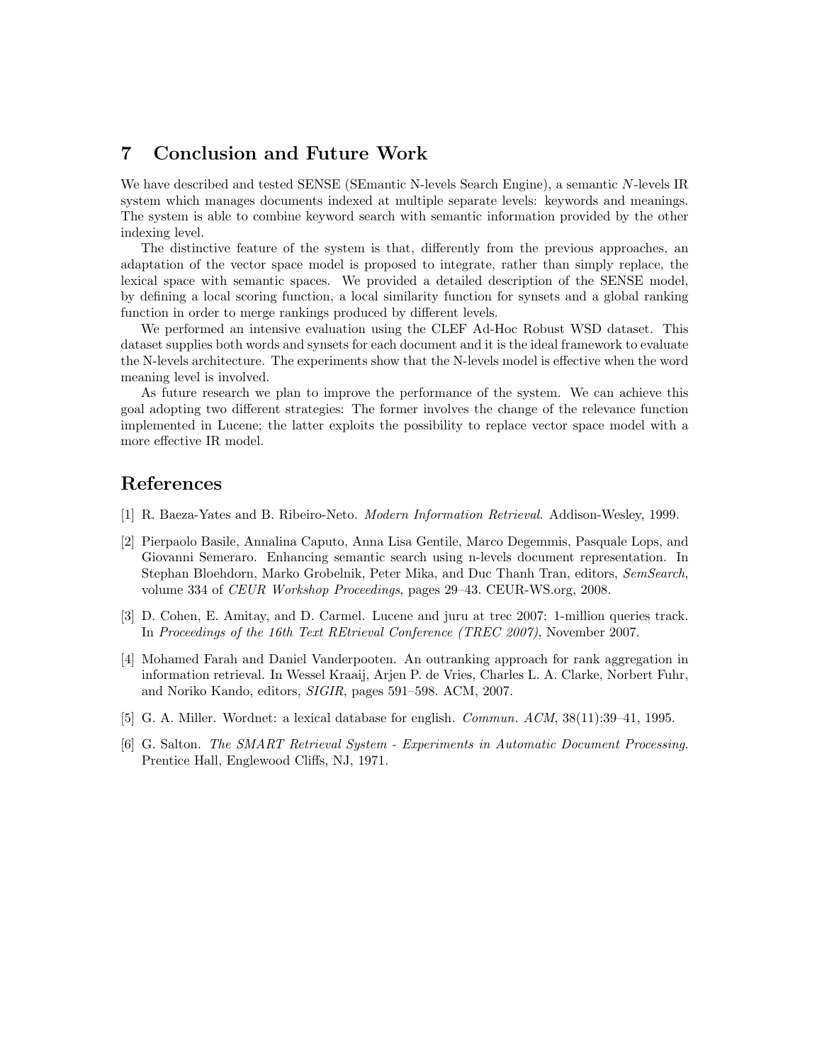## 7 Conclusion and Future Work

We have described and tested SENSE (SEmantic N-levels Search Engine), a semantic $N$-levels IR system which manages documents indexed at multiple separate levels: keywords and meanings. The system is able to combine keyword search with semantic information provided by the other indexing level.

The distinctive feature of the system is that, differently from the previous approaches, an adaptation of the vector space model is proposed to integrate, rather than simply replace, the lexical space with semantic spaces. We provided a detailed description of the SENSE model, by defining a local scoring function, a local similarity function for synsets and a global ranking function in order to merge rankings produced by different levels.

We performed an intensive evaluation using the CLEF Ad-Hoc Robust WSD dataset. This dataset supplies both words and synsets for each document and it is the ideal framework to evaluate the N-levels architecture. The experiments show that the N-levels model is effective when the word meaning level is involved.

As future research we plan to improve the performance of the system. We can achieve this goal adopting two different strategies: The former involves the change of the relevance function implemented in Lucene; the latter exploits the possibility to replace vector space model with a more effective IR model.

## References

[1] R. Baeza-Yates and B. Ribeiro-Neto. *Modern Information Retrieval*. Addison-Wesley, 1999.

[2] Pierpaolo Basile, Annalina Caputo, Anna Lisa Gentile, Marco Degemmis, Pasquale Lops, and Giovanni Semeraro. Enhancing semantic search using n-levels document representation. In Stephan Bloehdorn, Marko Grobelnik, Peter Mika, and Duc Thanh Tran, editors, *SemSearch*, volume 334 of *CEUR Workshop Proceedings*, pages 29–43. CEUR-WS.org, 2008.

[3] D. Cohen, E. Amitay, and D. Carmel. Lucene and juru at trec 2007: 1-million queries track. In *Proceedings of the 16th Text REtrieval Conference (TREC 2007)*, November 2007.

[4] Mohamed Farah and Daniel Vanderpooten. An outranking approach for rank aggregation in information retrieval. In Wessel Kraaij, Arjen P. de Vries, Charles L. A. Clarke, Norbert Fuhr, and Noriko Kando, editors, *SIGIR*, pages 591–598. ACM, 2007.

[5] G. A. Miller. Wordnet: a lexical database for english. *Commun. ACM*, 38(11):39–41, 1995.

[6] G. Salton. *The SMART Retrieval System - Experiments in Automatic Document Processing*. Prentice Hall, Englewood Cliffs, NJ, 1971.